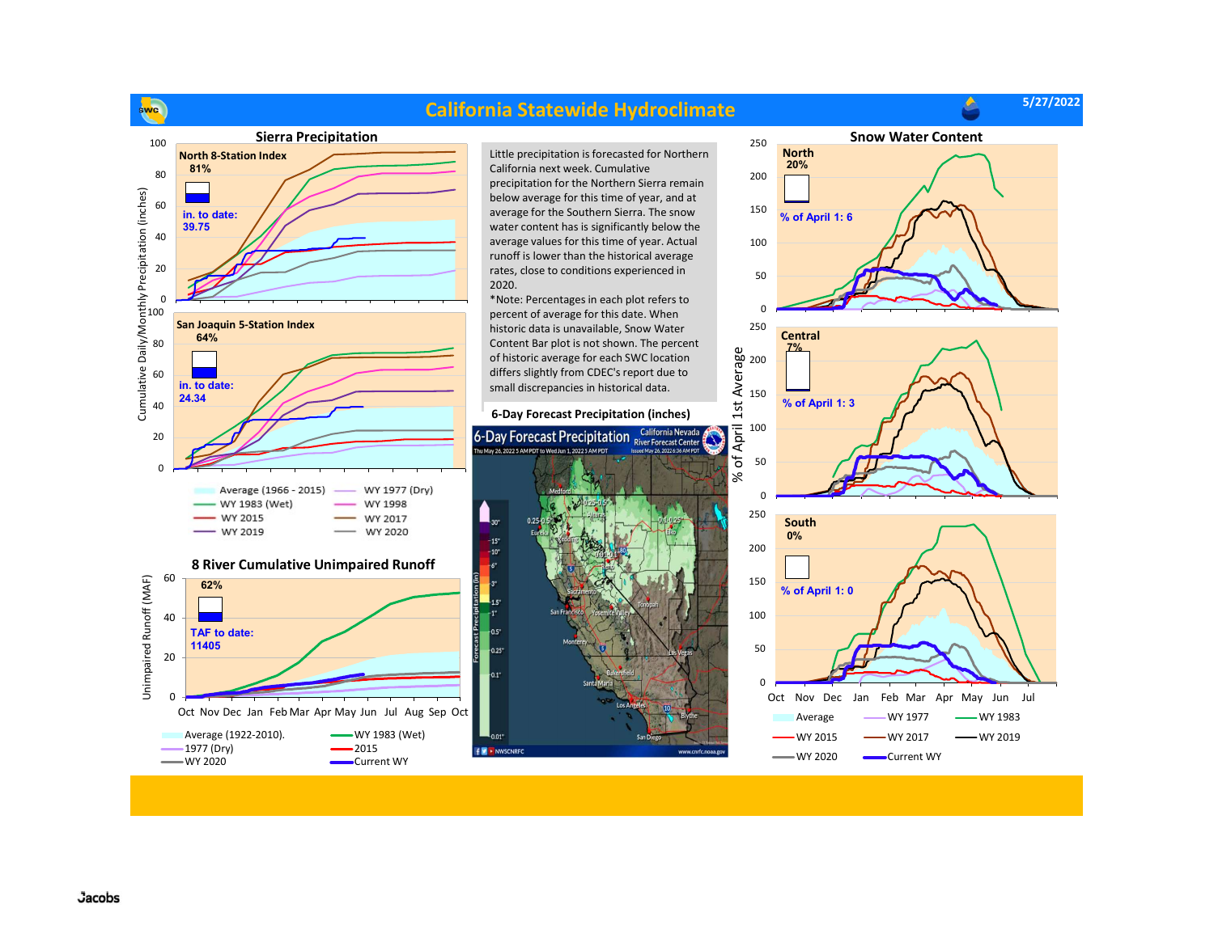# California Statewide Hydroclimate

5/27/2022

## Sierra Precipitation

**North 8-Station Index**
81%

in. to date:
39.75

**San Joaquin 5-Station Index**
64%

in. to date:
24.34

Cumulative Daily/Monthly Precipitation (inches)

Average (1966 - 2015) | WY 1977 (Dry) | WY 1983 (Wet) | WY 1998 | WY 2015 | WY 2017 | WY 2019 | WY 2020

## 8 River Cumulative Unimpaired Runoff

62%

TAF to date:
11405

Unimpaired Runoff (MAF)

Oct Nov Dec Jan Feb Mar Apr May Jun Jul Aug Sep Oct

Average (1922-2010). | WY 1983 (Wet) | 1977 (Dry) | 2015 | WY 2020 | Current WY

Little precipitation is forecasted for Northern California next week. Cumulative precipitation for the Northern Sierra remain below average for this time of year, and at average for the Southern Sierra. The snow water content has is significantly below the average values for this time of year. Actual runoff is lower than the historical average rates, close to conditions experienced in 2020.

*Note: Percentages in each plot refers to percent of average for this date. When historic data is unavailable, Snow Water Content Bar plot is not shown. The percent of historic average for each SWC location differs slightly from CDEC's report due to small discrepancies in historical data.

## 6-Day Forecast Precipitation (inches)

## Snow Water Content

**North**
20%

% of April 1: 6

**Central**
7%

% of April 1: 3

**South**
0%

% of April 1: 0

% of April 1st Average

Oct Nov Dec Jan Feb Mar Apr May Jun Jul

Average | WY 1977 | WY 1983 | WY 2015 | WY 2017 | WY 2019 | WY 2020 | Current WY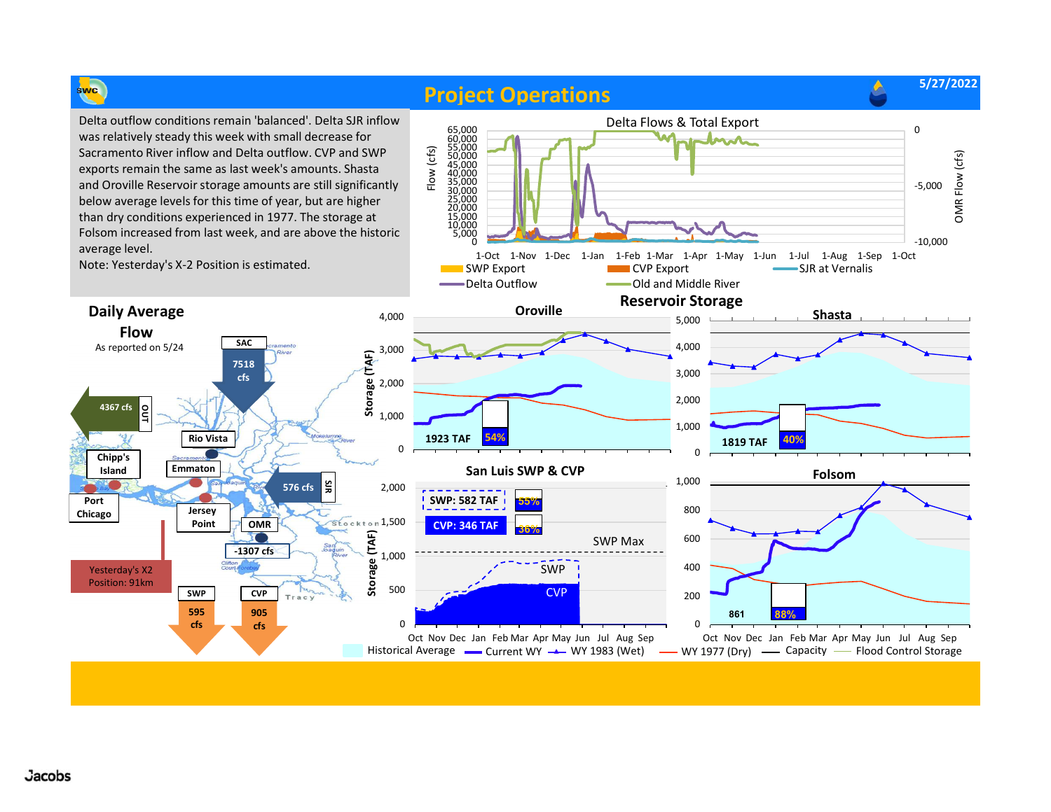# Project Operations

5/27/2022

Delta outflow conditions remain 'balanced'. Delta SJR inflow was relatively steady this week with small decrease for Sacramento River inflow and Delta outflow. CVP and SWP exports remain the same as last week's amounts. Shasta and Oroville Reservoir storage amounts are still significantly below average levels for this time of year, but are higher than dry conditions experienced in 1977. The storage at Folsom increased from last week, and are above the historic average level.

Note: Yesterday's X-2 Position is estimated.

## Delta Flows & Total Export

Flow (cfs)

65,000
60,000
55,000
50,000
45,000
40,000
35,000
30,000
25,000
20,000
15,000
10,000
5,000
0

OMR Flow (cfs)

0
-5,000
-10,000

1-Oct 1-Nov 1-Dec 1-Jan 1-Feb 1-Mar 1-Apr 1-May 1-Jun 1-Jul 1-Aug 1-Sep 1-Oct

SWP Export
CVP Export
SJR at Vernalis
Delta Outflow
Old and Middle River

## Daily Average Flow

As reported on 5/24

SAC
7518 cfs

OUT
4367 cfs

Rio Vista

Chipp's Island

Emmaton

Port Chicago

Jersey Point

SJR
576 cfs

OMR
-1307 cfs

Yesterday's X2 Position: 91km

SWP
595 cfs

CVP
905 cfs

## Reservoir Storage

### Oroville

Storage (TAF)

4,000
3,000
2,000
1,000
0

1923 TAF
54%

### Shasta

5,000
4,000
3,000
2,000
1,000
0

1819 TAF
40%

### San Luis SWP & CVP

Storage (TAF)

2,000
1,500
1,000
500
0

SWP: 582 TAF
55%
CVP: 346 TAF
36%

SWP Max
SWP
CVP

Oct Nov Dec Jan Feb Mar Apr May Jun Jul Aug Sep

### Folsom

1,000
800
600
400
200
0

861
88%

Oct Nov Dec Jan Feb Mar Apr May Jun Jul Aug Sep

Historical Average
Current WY
WY 1983 (Wet)
WY 1977 (Dry)
Capacity
Flood Control Storage